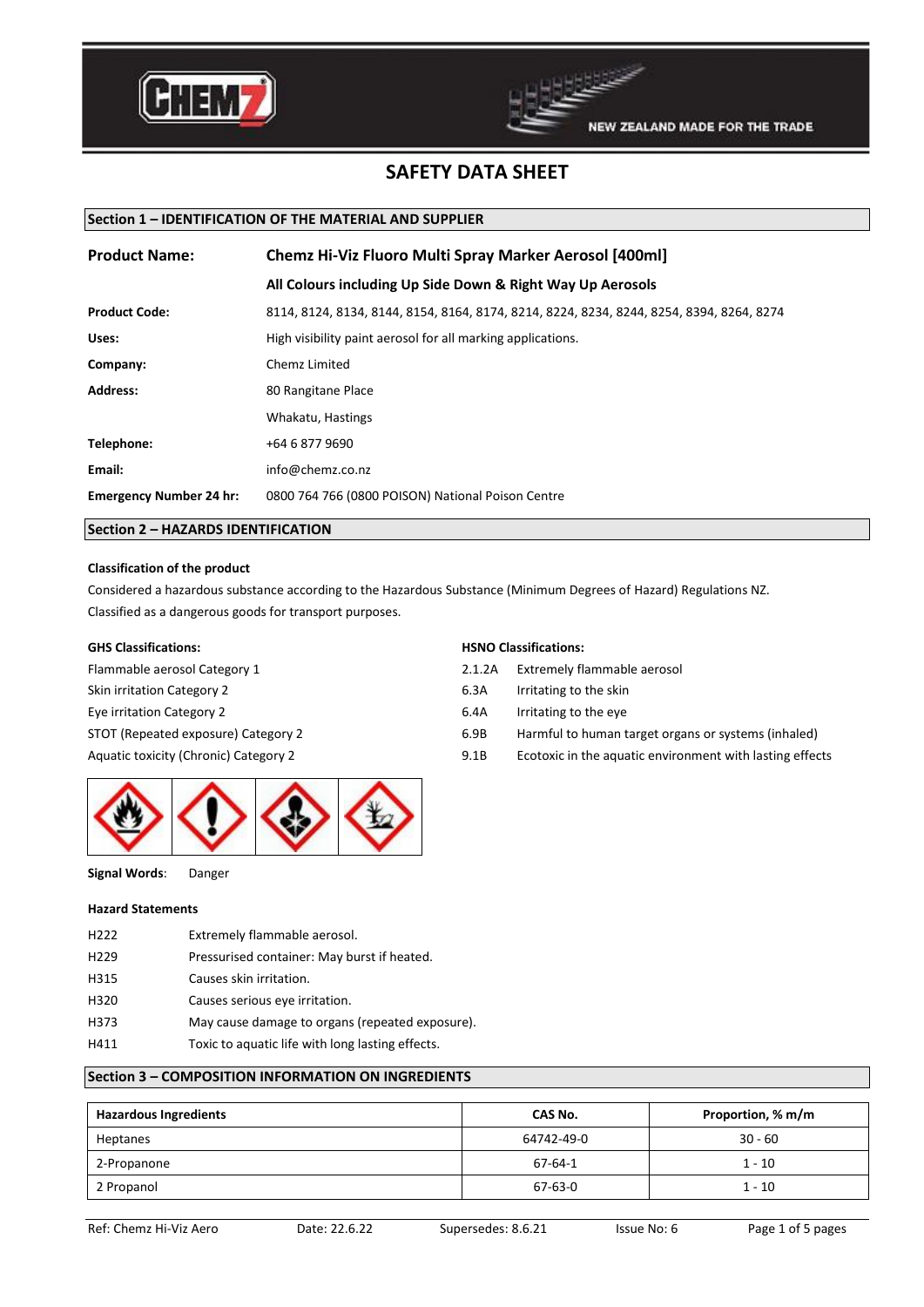# SAFETY DATA SHEET

## Section 1 – IDENTIFICATION OF THE MATERIAL AND SUPPLIER

**Product Name:** **Chemz Hi-Viz Fluoro Multi Spray Marker Aerosol [400ml]**

**All Colours including Up Side Down & Right Way Up Aerosols**

**Product Code:** 8114, 8124, 8134, 8144, 8154, 8164, 8174, 8214, 8224, 8234, 8244, 8254, 8394, 8264, 8274

**Uses:** High visibility paint aerosol for all marking applications.

**Company:** Chemz Limited

**Address:** 80 Rangitane Place
Whakatu, Hastings

**Telephone:** +64 6 877 9690

**Email:** info@chemz.co.nz

**Emergency Number 24 hr:** 0800 764 766 (0800 POISON) National Poison Centre

## Section 2 – HAZARDS IDENTIFICATION

**Classification of the product**

Considered a hazardous substance according to the Hazardous Substance (Minimum Degrees of Hazard) Regulations NZ.

Classified as a dangerous goods for transport purposes.

**GHS Classifications:**

- Flammable aerosol Category 1
- Skin irritation Category 2
- Eye irritation Category 2
- STOT (Repeated exposure) Category 2
- Aquatic toxicity (Chronic) Category 2

**HSNO Classifications:**

| | |
|---|---|
| 2.1.2A | Extremely flammable aerosol |
| 6.3A | Irritating to the skin |
| 6.4A | Irritating to the eye |
| 6.9B | Harmful to human target organs or systems (inhaled) |
| 9.1B | Ecotoxic in the aquatic environment with lasting effects |

**Signal Words**: Danger

**Hazard Statements**

| | |
|---|---|
| H222 | Extremely flammable aerosol. |
| H229 | Pressurised container: May burst if heated. |
| H315 | Causes skin irritation. |
| H320 | Causes serious eye irritation. |
| H373 | May cause damage to organs (repeated exposure). |
| H411 | Toxic to aquatic life with long lasting effects. |

## Section 3 – COMPOSITION INFORMATION ON INGREDIENTS

| Hazardous Ingredients | CAS No. | Proportion, % m/m |
|---|---|---|
| Heptanes | 64742-49-0 | 30 - 60 |
| 2-Propanone | 67-64-1 | 1 - 10 |
| 2 Propanol | 67-63-0 | 1 - 10 |

Ref: Chemz Hi-Viz Aero | Date: 22.6.22 | Supersedes: 8.6.21 | Issue No: 6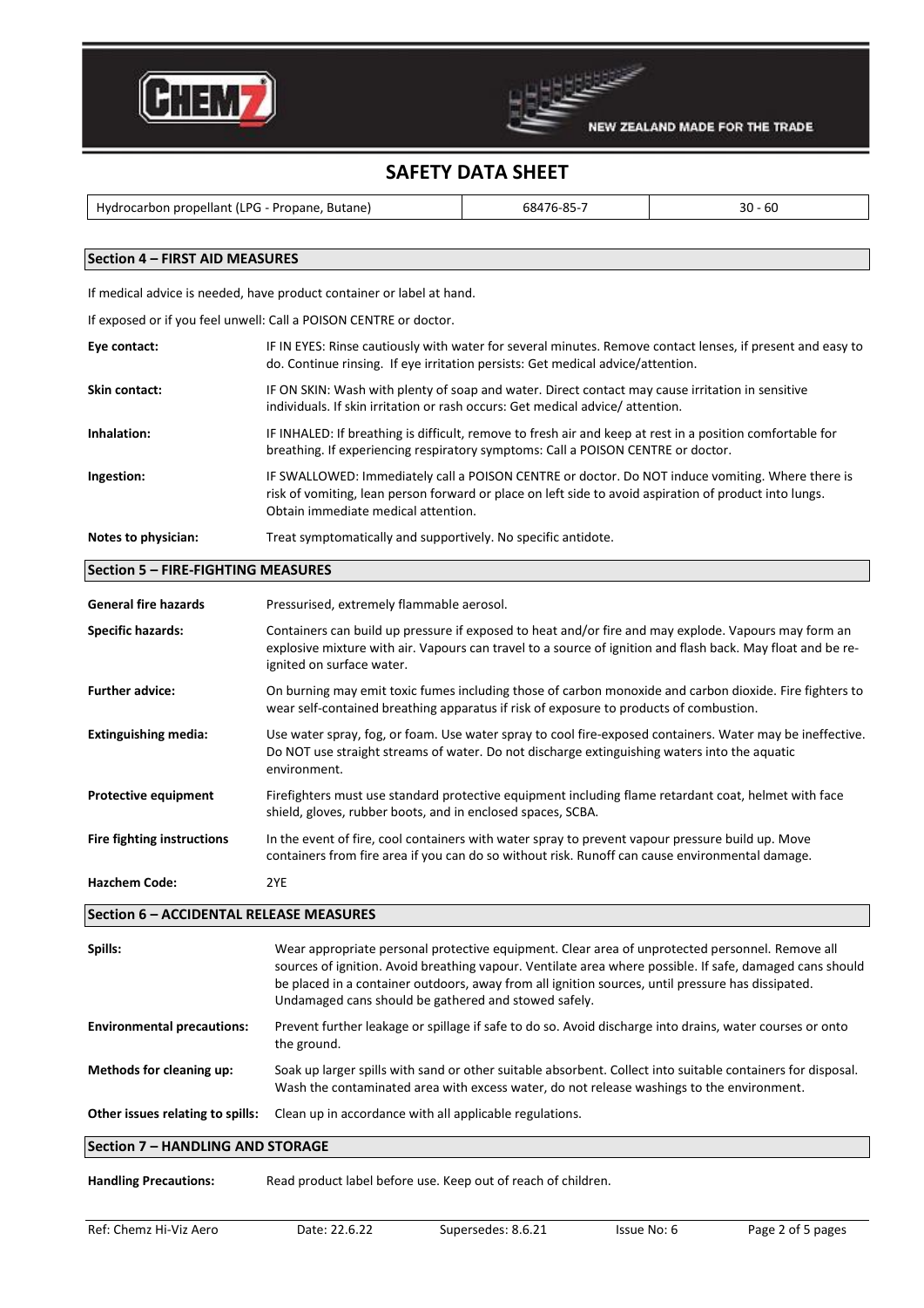## SAFETY DATA SHEET

| Hydrocarbon propellant (LPG - Propane, Butane) | 68476-85-7 | 30 - 60 |
|---|---|---|

## Section 4 – FIRST AID MEASURES

If medical advice is needed, have product container or label at hand.

If exposed or if you feel unwell: Call a POISON CENTRE or doctor.

**Eye contact:** IF IN EYES: Rinse cautiously with water for several minutes. Remove contact lenses, if present and easy to do. Continue rinsing. If eye irritation persists: Get medical advice/attention.

**Skin contact:** IF ON SKIN: Wash with plenty of soap and water. Direct contact may cause irritation in sensitive individuals. If skin irritation or rash occurs: Get medical advice/ attention.

**Inhalation:** IF INHALED: If breathing is difficult, remove to fresh air and keep at rest in a position comfortable for breathing. If experiencing respiratory symptoms: Call a POISON CENTRE or doctor.

**Ingestion:** IF SWALLOWED: Immediately call a POISON CENTRE or doctor. Do NOT induce vomiting. Where there is risk of vomiting, lean person forward or place on left side to avoid aspiration of product into lungs. Obtain immediate medical attention.

**Notes to physician:** Treat symptomatically and supportively. No specific antidote.

## Section 5 – FIRE-FIGHTING MEASURES

**General fire hazards:** Pressurised, extremely flammable aerosol.

**Specific hazards:** Containers can build up pressure if exposed to heat and/or fire and may explode. Vapours may form an explosive mixture with air. Vapours can travel to a source of ignition and flash back. May float and be re-ignited on surface water.

**Further advice:** On burning may emit toxic fumes including those of carbon monoxide and carbon dioxide. Fire fighters to wear self-contained breathing apparatus if risk of exposure to products of combustion.

**Extinguishing media:** Use water spray, fog, or foam. Use water spray to cool fire-exposed containers. Water may be ineffective. Do NOT use straight streams of water. Do not discharge extinguishing waters into the aquatic environment.

**Protective equipment:** Firefighters must use standard protective equipment including flame retardant coat, helmet with face shield, gloves, rubber boots, and in enclosed spaces, SCBA.

**Fire fighting instructions:** In the event of fire, cool containers with water spray to prevent vapour pressure build up. Move containers from fire area if you can do so without risk. Runoff can cause environmental damage.

**Hazchem Code:** 2YE

## Section 6 – ACCIDENTAL RELEASE MEASURES

**Spills:** Wear appropriate personal protective equipment. Clear area of unprotected personnel. Remove all sources of ignition. Avoid breathing vapour. Ventilate area where possible. If safe, damaged cans should be placed in a container outdoors, away from all ignition sources, until pressure has dissipated. Undamaged cans should be gathered and stowed safely.

**Environmental precautions:** Prevent further leakage or spillage if safe to do so. Avoid discharge into drains, water courses or onto the ground.

**Methods for cleaning up:** Soak up larger spills with sand or other suitable absorbent. Collect into suitable containers for disposal. Wash the contaminated area with excess water, do not release washings to the environment.

**Other issues relating to spills:** Clean up in accordance with all applicable regulations.

## Section 7 – HANDLING AND STORAGE

**Handling Precautions:** Read product label before use. Keep out of reach of children.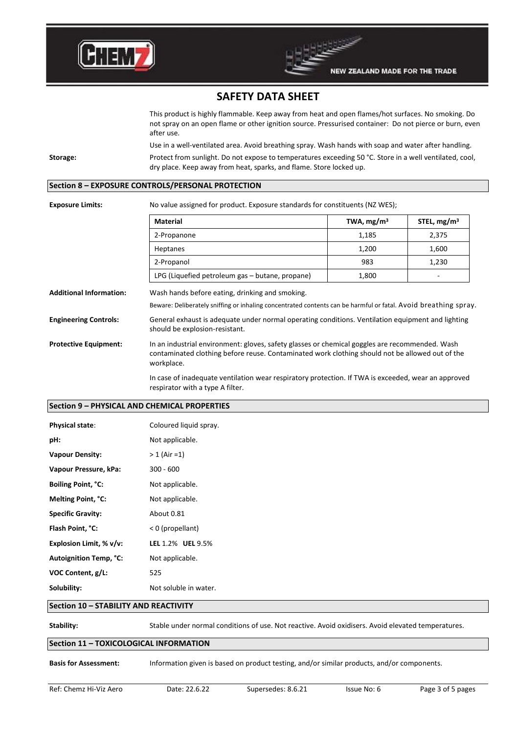# SAFETY DATA SHEET

This product is highly flammable. Keep away from heat and open flames/hot surfaces. No smoking. Do not spray on an open flame or other ignition source. Pressurised container: Do not pierce or burn, even after use.

Use in a well-ventilated area. Avoid breathing spray. Wash hands with soap and water after handling.

**Storage:** Protect from sunlight. Do not expose to temperatures exceeding 50 °C. Store in a well ventilated, cool, dry place. Keep away from heat, sparks, and flame. Store locked up.

## Section 8 – EXPOSURE CONTROLS/PERSONAL PROTECTION

**Exposure Limits:** No value assigned for product. Exposure standards for constituents (NZ WES);

| Material | TWA, mg/m³ | STEL, mg/m³ |
|---|---|---|
| 2-Propanone | 1,185 | 2,375 |
| Heptanes | 1,200 | 1,600 |
| 2-Propanol | 983 | 1,230 |
| LPG (Liquefied petroleum gas – butane, propane) | 1,800 | - |

**Additional Information:** Wash hands before eating, drinking and smoking.

Beware: Deliberately sniffing or inhaling concentrated contents can be harmful or fatal. Avoid breathing spray.

**Engineering Controls:** General exhaust is adequate under normal operating conditions. Ventilation equipment and lighting should be explosion-resistant.

**Protective Equipment:** In an industrial environment: gloves, safety glasses or chemical goggles are recommended. Wash contaminated clothing before reuse. Contaminated work clothing should not be allowed out of the workplace.

In case of inadequate ventilation wear respiratory protection. If TWA is exceeded, wear an approved respirator with a type A filter.

## Section 9 – PHYSICAL AND CHEMICAL PROPERTIES

**Physical state:** Coloured liquid spray.

**pH:** Not applicable.

**Vapour Density:** > 1 (Air =1)

**Vapour Pressure, kPa:** 300 - 600

**Boiling Point, °C:** Not applicable.

**Melting Point, °C:** Not applicable.

**Specific Gravity:** About 0.81

**Flash Point, °C:** < 0 (propellant)

**Explosion Limit, % v/v:** **LEL** 1.2% **UEL** 9.5%

**Autoignition Temp, °C:** Not applicable.

**VOC Content, g/L:** 525

**Solubility:** Not soluble in water.

## Section 10 – STABILITY AND REACTIVITY

**Stability:** Stable under normal conditions of use. Not reactive. Avoid oxidisers. Avoid elevated temperatures.

## Section 11 – TOXICOLOGICAL INFORMATION

**Basis for Assessment:** Information given is based on product testing, and/or similar products, and/or components.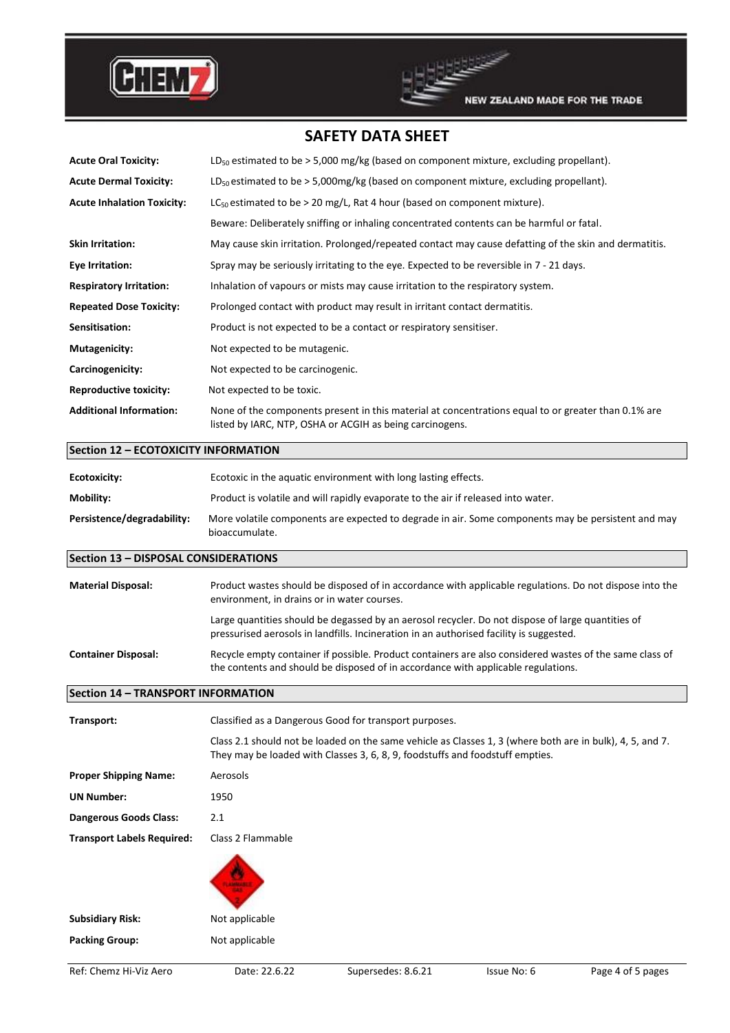## SAFETY DATA SHEET

| | |
|---|---|
| **Acute Oral Toxicity:** | $LD_{50}$ estimated to be > 5,000 mg/kg (based on component mixture, excluding propellant). |
| **Acute Dermal Toxicity:** | $LD_{50}$ estimated to be > 5,000mg/kg (based on component mixture, excluding propellant). |
| **Acute Inhalation Toxicity:** | $LC_{50}$ estimated to be > 20 mg/L, Rat 4 hour (based on component mixture). Beware: Deliberately sniffing or inhaling concentrated contents can be harmful or fatal. |
| **Skin Irritation:** | May cause skin irritation. Prolonged/repeated contact may cause defatting of the skin and dermatitis. |
| **Eye Irritation:** | Spray may be seriously irritating to the eye. Expected to be reversible in 7 - 21 days. |
| **Respiratory Irritation:** | Inhalation of vapours or mists may cause irritation to the respiratory system. |
| **Repeated Dose Toxicity:** | Prolonged contact with product may result in irritant contact dermatitis. |
| **Sensitisation:** | Product is not expected to be a contact or respiratory sensitiser. |
| **Mutagenicity:** | Not expected to be mutagenic. |
| **Carcinogenicity:** | Not expected to be carcinogenic. |
| **Reproductive toxicity:** | Not expected to be toxic. |
| **Additional Information:** | None of the components present in this material at concentrations equal to or greater than 0.1% are listed by IARC, NTP, OSHA or ACGIH as being carcinogens. |

## Section 12 – ECOTOXICITY INFORMATION

| | |
|---|---|
| **Ecotoxicity:** | Ecotoxic in the aquatic environment with long lasting effects. |
| **Mobility:** | Product is volatile and will rapidly evaporate to the air if released into water. |
| **Persistence/degradability:** | More volatile components are expected to degrade in air. Some components may be persistent and may bioaccumulate. |

## Section 13 – DISPOSAL CONSIDERATIONS

| | |
|---|---|
| **Material Disposal:** | Product wastes should be disposed of in accordance with applicable regulations. Do not dispose into the environment, in drains or in water courses. Large quantities should be degassed by an aerosol recycler. Do not dispose of large quantities of pressurised aerosols in landfills. Incineration in an authorised facility is suggested. |
| **Container Disposal:** | Recycle empty container if possible. Product containers are also considered wastes of the same class of the contents and should be disposed of in accordance with applicable regulations. |

## Section 14 – TRANSPORT INFORMATION

| | |
|---|---|
| **Transport:** | Classified as a Dangerous Good for transport purposes. Class 2.1 should not be loaded on the same vehicle as Classes 1, 3 (where both are in bulk), 4, 5, and 7. They may be loaded with Classes 3, 6, 8, 9, foodstuffs and foodstuff empties. |
| **Proper Shipping Name:** | Aerosols |
| **UN Number:** | 1950 |
| **Dangerous Goods Class:** | 2.1 |
| **Transport Labels Required:** | Class 2 Flammable |
| **Subsidiary Risk:** | Not applicable |
| **Packing Group:** | Not applicable |

Ref: Chemz Hi-Viz Aero | Date: 22.6.22 | Supersedes: 8.6.21 | Issue No: 6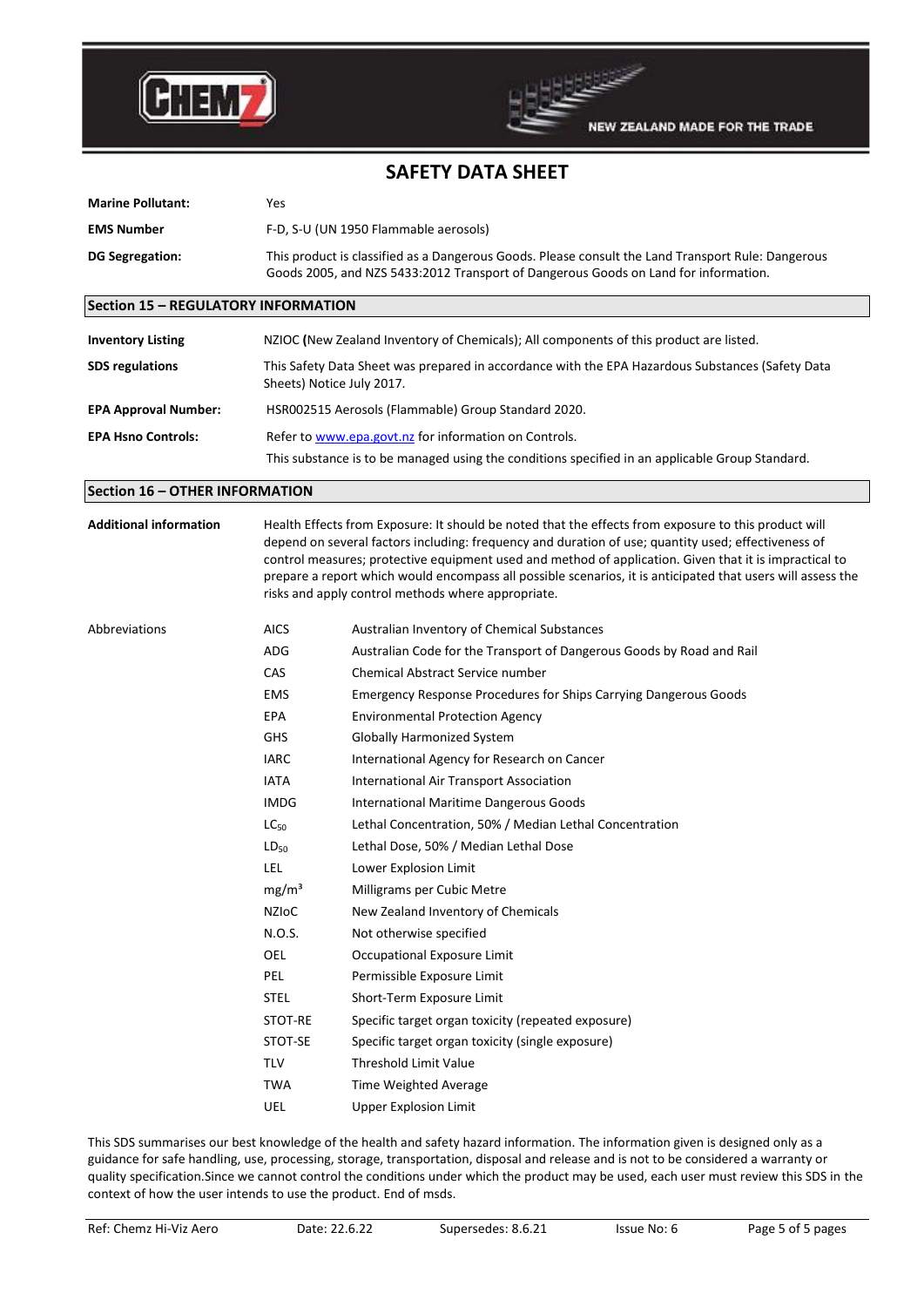# SAFETY DATA SHEET

| | |
|---|---|
| **Marine Pollutant:** | Yes |
| **EMS Number** | F-D, S-U (UN 1950 Flammable aerosols) |
| **DG Segregation:** | This product is classified as a Dangerous Goods. Please consult the Land Transport Rule: Dangerous Goods 2005, and NZS 5433:2012 Transport of Dangerous Goods on Land for information. |

## Section 15 – REGULATORY INFORMATION

| | |
|---|---|
| **Inventory Listing** | NZIOC **(**New Zealand Inventory of Chemicals); All components of this product are listed. |
| **SDS regulations** | This Safety Data Sheet was prepared in accordance with the EPA Hazardous Substances (Safety Data Sheets) Notice July 2017. |
| **EPA Approval Number:** | HSR002515 Aerosols (Flammable) Group Standard 2020. |
| **EPA Hsno Controls:** | Refer to www.epa.govt.nz for information on Controls.<br>This substance is to be managed using the conditions specified in an applicable Group Standard. |

## Section 16 – OTHER INFORMATION

**Additional information**

Health Effects from Exposure: It should be noted that the effects from exposure to this product will depend on several factors including: frequency and duration of use; quantity used; effectiveness of control measures; protective equipment used and method of application. Given that it is impractical to prepare a report which would encompass all possible scenarios, it is anticipated that users will assess the risks and apply control methods where appropriate.

Abbreviations

| | |
|---|---|
| AICS | Australian Inventory of Chemical Substances |
| ADG | Australian Code for the Transport of Dangerous Goods by Road and Rail |
| CAS | Chemical Abstract Service number |
| EMS | Emergency Response Procedures for Ships Carrying Dangerous Goods |
| EPA | Environmental Protection Agency |
| GHS | Globally Harmonized System |
| IARC | International Agency for Research on Cancer |
| IATA | International Air Transport Association |
| IMDG | International Maritime Dangerous Goods |
| $LC_{50}$ | Lethal Concentration, 50% / Median Lethal Concentration |
| $LD_{50}$ | Lethal Dose, 50% / Median Lethal Dose |
| LEL | Lower Explosion Limit |
| $mg/m^3$ | Milligrams per Cubic Metre |
| NZIoC | New Zealand Inventory of Chemicals |
| N.O.S. | Not otherwise specified |
| OEL | Occupational Exposure Limit |
| PEL | Permissible Exposure Limit |
| STEL | Short-Term Exposure Limit |
| STOT-RE | Specific target organ toxicity (repeated exposure) |
| STOT-SE | Specific target organ toxicity (single exposure) |
| TLV | Threshold Limit Value |
| TWA | Time Weighted Average |
| UEL | Upper Explosion Limit |

This SDS summarises our best knowledge of the health and safety hazard information. The information given is designed only as a guidance for safe handling, use, processing, storage, transportation, disposal and release and is not to be considered a warranty or quality specification.Since we cannot control the conditions under which the product may be used, each user must review this SDS in the context of how the user intends to use the product. End of msds.

Ref: Chemz Hi-Viz Aero | Date: 22.6.22 | Supersedes: 8.6.21 | Issue No: 6